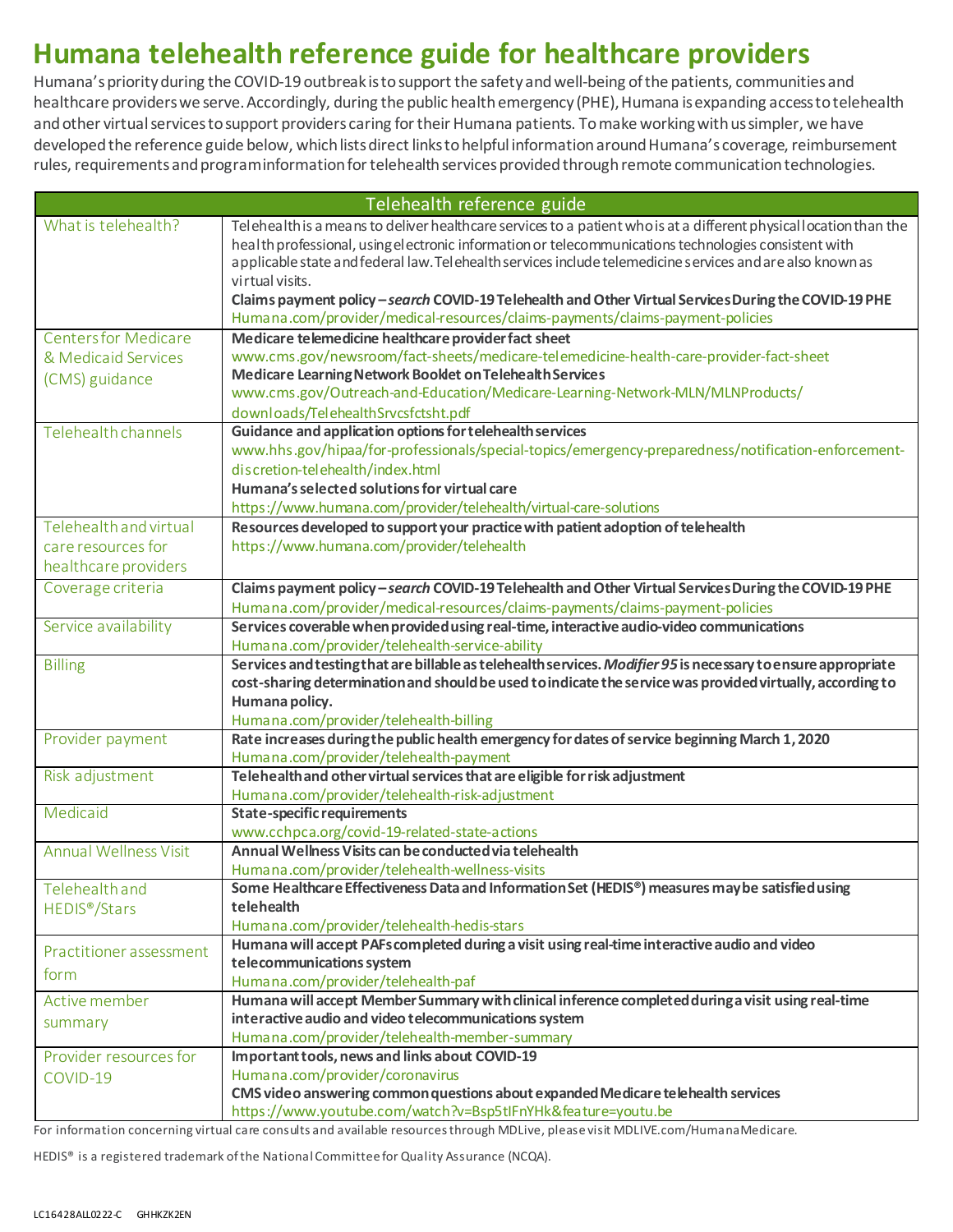# Humana telehealth reference guide for healthcare providers

Humana's priority during the COVID-19 outbreak is to support the safety and well-being of the patients, communities and healthcare providers we serve. Accordingly, during the public health emergency (PHE), Humana is expanding access to telehealth and other virtual services to support providers caring for their Humana patients. To make working with us simpler, we have developed the reference guide below, which lists direct links to helpful information around Humana's coverage, reimbursement rules, requirements and program information for telehealth services provided through remote communication technologies.

| Telehealth reference guide | |
|---|---|
| What is telehealth? | Telehealth is a means to deliver healthcare services to a patient who is at a different physical location than the health professional, using electronic information or telecommunications technologies consistent with applicable state and federal law. Telehealth services include telemedicine services and are also known as virtual visits.<br>**Claims payment policy – *search* COVID-19 Telehealth and Other Virtual Services During the COVID-19 PHE**<br>Humana.com/provider/medical-resources/claims-payments/claims-payment-policies |
| Centers for Medicare & Medicaid Services (CMS) guidance | **Medicare telemedicine healthcare provider fact sheet**<br>www.cms.gov/newsroom/fact-sheets/medicare-telemedicine-health-care-provider-fact-sheet<br>**Medicare Learning Network Booklet on Telehealth Services**<br>www.cms.gov/Outreach-and-Education/Medicare-Learning-Network-MLN/MLNProducts/downloads/TelehealthSrvcsfctsht.pdf |
| Telehealth channels | **Guidance and application options for telehealth services**<br>www.hhs.gov/hipaa/for-professionals/special-topics/emergency-preparedness/notification-enforcement-discretion-telehealth/index.html<br>**Humana's selected solutions for virtual care**<br>https://www.humana.com/provider/telehealth/virtual-care-solutions |
| Telehealth and virtual care resources for healthcare providers | **Resources developed to support your practice with patient adoption of telehealth**<br>https://www.humana.com/provider/telehealth |
| Coverage criteria | **Claims payment policy – *search* COVID-19 Telehealth and Other Virtual Services During the COVID-19 PHE**<br>Humana.com/provider/medical-resources/claims-payments/claims-payment-policies |
| Service availability | **Services coverable when provided using real-time, interactive audio-video communications**<br>Humana.com/provider/telehealth-service-ability |
| Billing | **Services and testing that are billable as telehealth services. *Modifier 95* is necessary to ensure appropriate cost-sharing determination and should be used to indicate the service was provided virtually, according to Humana policy.**<br>Humana.com/provider/telehealth-billing |
| Provider payment | **Rate increases during the public health emergency for dates of service beginning March 1, 2020**<br>Humana.com/provider/telehealth-payment |
| Risk adjustment | **Telehealth and other virtual services that are eligible for risk adjustment**<br>Humana.com/provider/telehealth-risk-adjustment |
| Medicaid | **State-specific requirements**<br>www.cchpca.org/covid-19-related-state-actions |
| Annual Wellness Visit | **Annual Wellness Visits can be conducted via telehealth**<br>Humana.com/provider/telehealth-wellness-visits |
| Telehealth and HEDIS®/Stars | **Some Healthcare Effectiveness Data and Information Set (HEDIS®) measures may be satisfied using telehealth**<br>Humana.com/provider/telehealth-hedis-stars |
| Practitioner assessment form | **Humana will accept PAFs completed during a visit using real-time interactive audio and video telecommunications system**<br>Humana.com/provider/telehealth-paf |
| Active member summary | **Humana will accept Member Summary with clinical inference completed during a visit using real-time interactive audio and video telecommunications system**<br>Humana.com/provider/telehealth-member-summary |
| Provider resources for COVID-19 | **Important tools, news and links about COVID-19**<br>Humana.com/provider/coronavirus<br>**CMS video answering common questions about expanded Medicare telehealth services**<br>https://www.youtube.com/watch?v=Bsp5tIFnYHk&feature=youtu.be |

For information concerning virtual care consults and available resources through MDLive, please visit MDLIVE.com/HumanaMedicare.

HEDIS® is a registered trademark of the National Committee for Quality Assurance (NCQA).

LC16428ALL0222-C GHHKZK2EN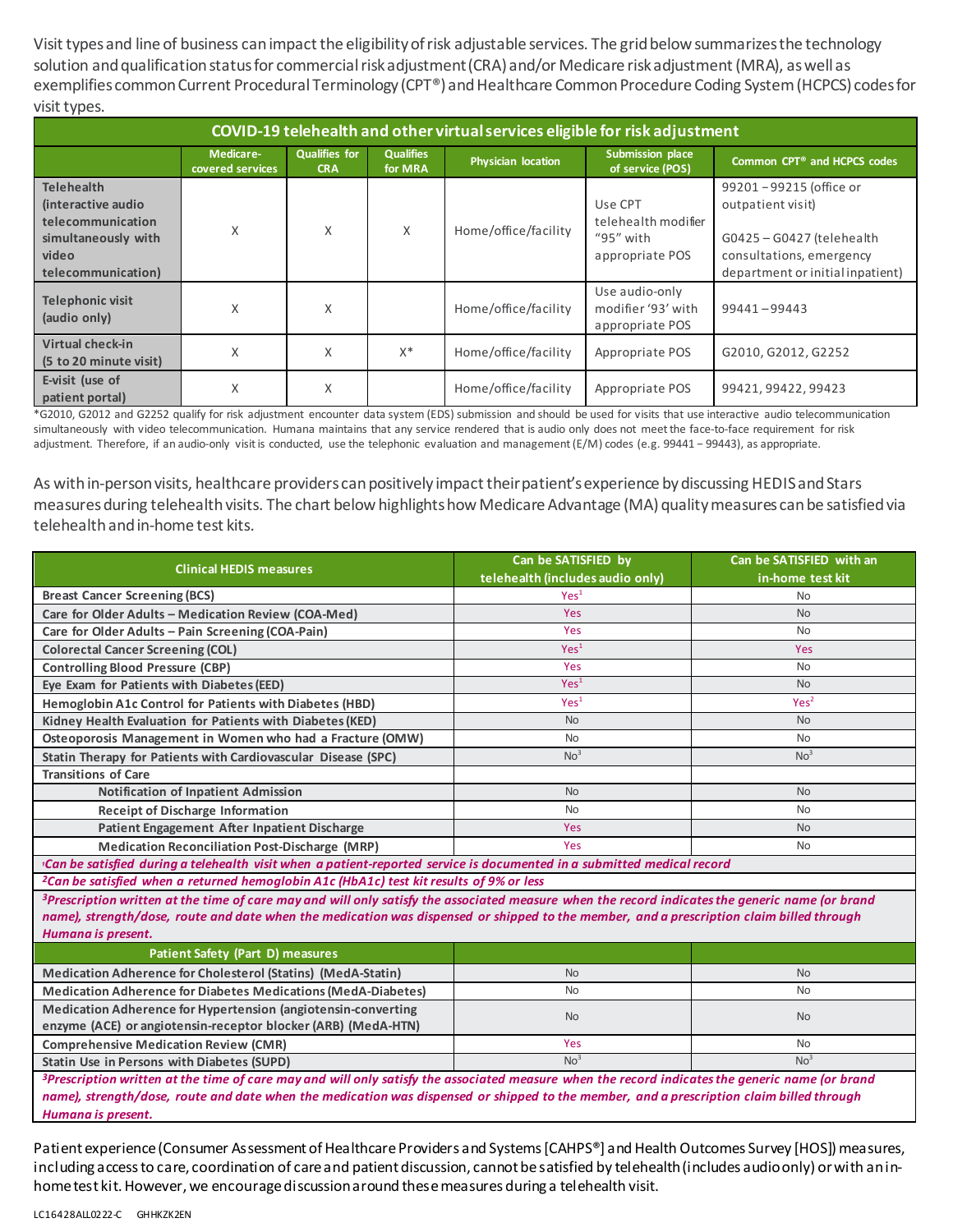Visit types and line of business can impact the eligibility of risk adjustable services. The grid below summarizes the technology solution and qualification status for commercial risk adjustment (CRA) and/or Medicare risk adjustment (MRA), as well as exemplifies common Current Procedural Terminology (CPT®) and Healthcare Common Procedure Coding System (HCPCS) codes for visit types.

| COVID-19 telehealth and other virtual services eligible for risk adjustment | | | | | | |
|---|---|---|---|---|---|---|
| | Medicare-covered services | Qualifies for CRA | Qualifies for MRA | Physician location | Submission place of service (POS) | Common CPT® and HCPCS codes |
| Telehealth (interactive audio telecommunication simultaneously with video telecommunication) | X | X | X | Home/office/facility | Use CPT telehealth modifier "95" with appropriate POS | 99201 – 99215 (office or outpatient visit)<br>G0425 – G0427 (telehealth consultations, emergency department or initial inpatient) |
| Telephonic visit (audio only) | X | X | | Home/office/facility | Use audio-only modifier '93' with appropriate POS | 99441 – 99443 |
| Virtual check-in (5 to 20 minute visit) | X | X | X* | Home/office/facility | Appropriate POS | G2010, G2012, G2252 |
| E-visit (use of patient portal) | X | X | | Home/office/facility | Appropriate POS | 99421, 99422, 99423 |

*G2010, G2012 and G2252 qualify for risk adjustment encounter data system (EDS) submission and should be used for visits that use interactive audio telecommunication simultaneously with video telecommunication. Humana maintains that any service rendered that is audio only does not meet the face-to-face requirement for risk adjustment. Therefore, if an audio-only visit is conducted, use the telephonic evaluation and management (E/M) codes (e.g. 99441 – 99443), as appropriate.

As with in-person visits, healthcare providers can positively impact their patient's experience by discussing HEDIS and Stars measures during telehealth visits. The chart below highlights how Medicare Advantage (MA) quality measures can be satisfied via telehealth and in-home test kits.

| Clinical HEDIS measures | Can be SATISFIED by telehealth (includes audio only) | Can be SATISFIED with an in-home test kit |
|---|---|---|
| Breast Cancer Screening (BCS) | Yes[1] | No |
| Care for Older Adults – Medication Review (COA-Med) | Yes | No |
| Care for Older Adults – Pain Screening (COA-Pain) | Yes | No |
| Colorectal Cancer Screening (COL) | Yes[1] | Yes |
| Controlling Blood Pressure (CBP) | Yes | No |
| Eye Exam for Patients with Diabetes (EED) | Yes[1] | No |
| Hemoglobin A1c Control for Patients with Diabetes (HBD) | Yes[1] | Yes[2] |
| Kidney Health Evaluation for Patients with Diabetes (KED) | No | No |
| Osteoporosis Management in Women who had a Fracture (OMW) | No | No |
| Statin Therapy for Patients with Cardiovascular Disease (SPC) | No[3] | No[3] |
| Transitions of Care | | |
| Notification of Inpatient Admission | No | No |
| Receipt of Discharge Information | No | No |
| Patient Engagement After Inpatient Discharge | Yes | No |
| Medication Reconciliation Post-Discharge (MRP) | Yes | No |

*[1]Can be satisfied during a telehealth visit when a patient-reported service is documented in a submitted medical record*

*[2]Can be satisfied when a returned hemoglobin A1c (HbA1c) test kit results of 9% or less*

*[3]Prescription written at the time of care may and will only satisfy the associated measure when the record indicates the generic name (or brand name), strength/dose, route and date when the medication was dispensed or shipped to the member, and a prescription claim billed through Humana is present.*

| Patient Safety (Part D) measures | | |
|---|---|---|
| Medication Adherence for Cholesterol (Statins) (MedA-Statin) | No | No |
| Medication Adherence for Diabetes Medications (MedA-Diabetes) | No | No |
| Medication Adherence for Hypertension (angiotensin-converting enzyme (ACE) or angiotensin-receptor blocker (ARB) (MedA-HTN) | No | No |
| Comprehensive Medication Review (CMR) | Yes | No |
| Statin Use in Persons with Diabetes (SUPD) | No[3] | No[3] |

*[3]Prescription written at the time of care may and will only satisfy the associated measure when the record indicates the generic name (or brand name), strength/dose, route and date when the medication was dispensed or shipped to the member, and a prescription claim billed through Humana is present.*

Patient experience (Consumer Assessment of Healthcare Providers and Systems [CAHPS®] and Health Outcomes Survey [HOS]) measures, including access to care, coordination of care and patient discussion, cannot be satisfied by telehealth (includes audio only) or with an in-home test kit. However, we encourage discussion around these measures during a telehealth visit.

LC16428ALL0222-C GHHKZK2EN